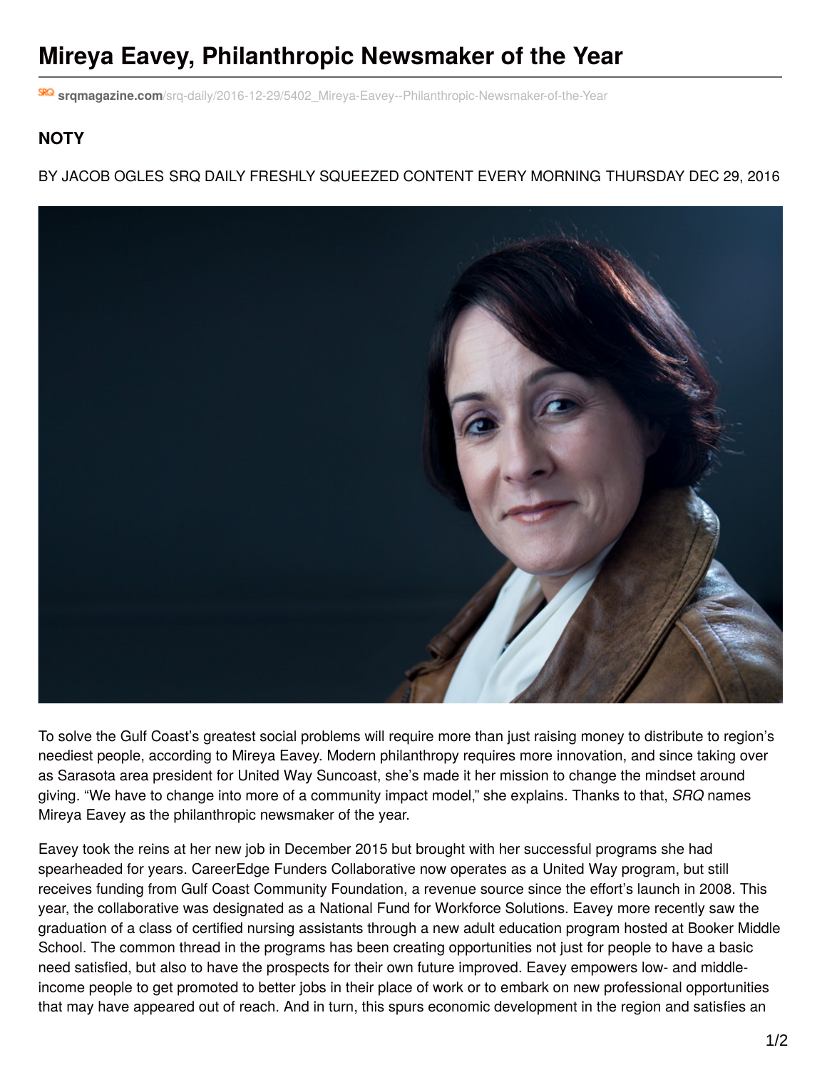# Mireya Eavey, Philanthropic Newsmaker of the Year

srqmagazine.com/srq-daily/2016-12-29/5402_Mireya-Eavey--Philanthropic-Newsmaker-of-the-Year

**NOTY**

BY JACOB OGLES SRQ DAILY FRESHLY SQUEEZED CONTENT EVERY MORNING THURSDAY DEC 29, 2016

To solve the Gulf Coast's greatest social problems will require more than just raising money to distribute to region's neediest people, according to Mireya Eavey. Modern philanthropy requires more innovation, and since taking over as Sarasota area president for United Way Suncoast, she's made it her mission to change the mindset around giving. "We have to change into more of a community impact model," she explains. Thanks to that, *SRQ* names Mireya Eavey as the philanthropic newsmaker of the year.

Eavey took the reins at her new job in December 2015 but brought with her successful programs she had spearheaded for years. CareerEdge Funders Collaborative now operates as a United Way program, but still receives funding from Gulf Coast Community Foundation, a revenue source since the effort's launch in 2008. This year, the collaborative was designated as a National Fund for Workforce Solutions. Eavey more recently saw the graduation of a class of certified nursing assistants through a new adult education program hosted at Booker Middle School. The common thread in the programs has been creating opportunities not just for people to have a basic need satisfied, but also to have the prospects for their own future improved. Eavey empowers low- and middle-income people to get promoted to better jobs in their place of work or to embark on new professional opportunities that may have appeared out of reach. And in turn, this spurs economic development in the region and satisfies an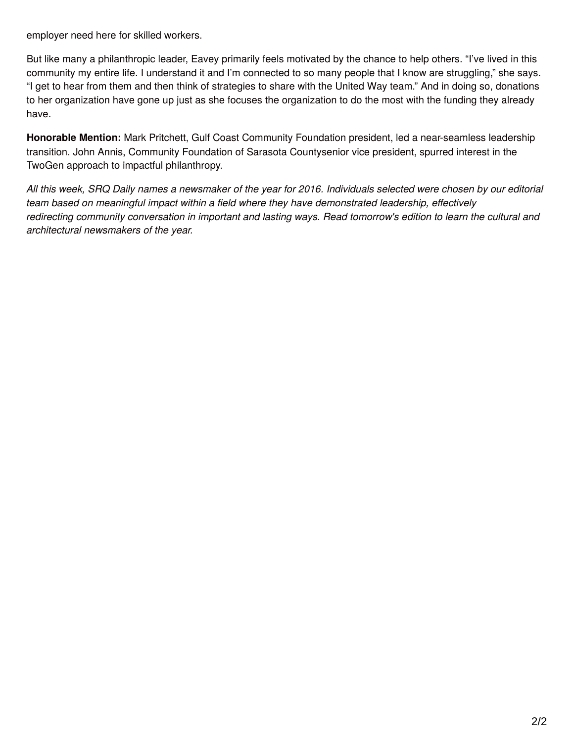employer need here for skilled workers.

But like many a philanthropic leader, Eavey primarily feels motivated by the chance to help others. "I've lived in this community my entire life. I understand it and I'm connected to so many people that I know are struggling," she says. "I get to hear from them and then think of strategies to share with the United Way team." And in doing so, donations to her organization have gone up just as she focuses the organization to do the most with the funding they already have.

**Honorable Mention:** Mark Pritchett, Gulf Coast Community Foundation president, led a near-seamless leadership transition. John Annis, Community Foundation of Sarasota Countysenior vice president, spurred interest in the TwoGen approach to impactful philanthropy.

*All this week, SRQ Daily names a newsmaker of the year for 2016. Individuals selected were chosen by our editorial team based on meaningful impact within a field where they have demonstrated leadership, effectively redirecting community conversation in important and lasting ways. Read tomorrow's edition to learn the cultural and architectural newsmakers of the year.*